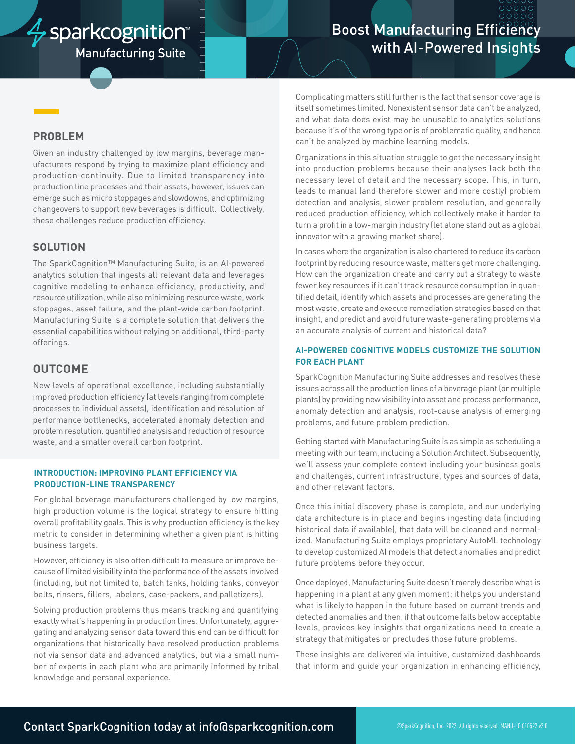sparkcognition™ Manufacturing Suite

# Boost Manufacturing Efficiency with AI-Powered Insights

## PROBLEM

Given an industry challenged by low margins, beverage manufacturers respond by trying to maximize plant efficiency and production continuity. Due to limited transparency into production line processes and their assets, however, issues can emerge such as micro stoppages and slowdowns, and optimizing changeovers to support new beverages is difficult. Collectively, these challenges reduce production efficiency.

## SOLUTION

The SparkCognition™ Manufacturing Suite, is an AI-powered analytics solution that ingests all relevant data and leverages cognitive modeling to enhance efficiency, productivity, and resource utilization, while also minimizing resource waste, work stoppages, asset failure, and the plant-wide carbon footprint. Manufacturing Suite is a complete solution that delivers the essential capabilities without relying on additional, third-party offerings.

## OUTCOME

New levels of operational excellence, including substantially improved production efficiency (at levels ranging from complete processes to individual assets), identification and resolution of performance bottlenecks, accelerated anomaly detection and problem resolution, quantified analysis and reduction of resource waste, and a smaller overall carbon footprint.

### INTRODUCTION: IMPROVING PLANT EFFICIENCY VIA PRODUCTION-LINE TRANSPARENCY

For global beverage manufacturers challenged by low margins, high production volume is the logical strategy to ensure hitting overall profitability goals. This is why production efficiency is the key metric to consider in determining whether a given plant is hitting business targets.

However, efficiency is also often difficult to measure or improve because of limited visibility into the performance of the assets involved (including, but not limited to, batch tanks, holding tanks, conveyor belts, rinsers, fillers, labelers, case-packers, and palletizers).

Solving production problems thus means tracking and quantifying exactly what's happening in production lines. Unfortunately, aggregating and analyzing sensor data toward this end can be difficult for organizations that historically have resolved production problems not via sensor data and advanced analytics, but via a small number of experts in each plant who are primarily informed by tribal knowledge and personal experience.

Complicating matters still further is the fact that sensor coverage is itself sometimes limited. Nonexistent sensor data can't be analyzed, and what data does exist may be unusable to analytics solutions because it's of the wrong type or is of problematic quality, and hence can't be analyzed by machine learning models.

Organizations in this situation struggle to get the necessary insight into production problems because their analyses lack both the necessary level of detail and the necessary scope. This, in turn, leads to manual (and therefore slower and more costly) problem detection and analysis, slower problem resolution, and generally reduced production efficiency, which collectively make it harder to turn a profit in a low-margin industry (let alone stand out as a global innovator with a growing market share).

In cases where the organization is also chartered to reduce its carbon footprint by reducing resource waste, matters get more challenging. How can the organization create and carry out a strategy to waste fewer key resources if it can't track resource consumption in quantified detail, identify which assets and processes are generating the most waste, create and execute remediation strategies based on that insight, and predict and avoid future waste-generating problems via an accurate analysis of current and historical data?

### AI-POWERED COGNITIVE MODELS CUSTOMIZE THE SOLUTION FOR EACH PLANT

SparkCognition Manufacturing Suite addresses and resolves these issues across all the production lines of a beverage plant (or multiple plants) by providing new visibility into asset and process performance, anomaly detection and analysis, root-cause analysis of emerging problems, and future problem prediction.

Getting started with Manufacturing Suite is as simple as scheduling a meeting with our team, including a Solution Architect. Subsequently, we'll assess your complete context including your business goals and challenges, current infrastructure, types and sources of data, and other relevant factors.

Once this initial discovery phase is complete, and our underlying data architecture is in place and begins ingesting data (including historical data if available), that data will be cleaned and normalized. Manufacturing Suite employs proprietary AutoML technology to develop customized AI models that detect anomalies and predict future problems before they occur.

Once deployed, Manufacturing Suite doesn't merely describe what is happening in a plant at any given moment; it helps you understand what is likely to happen in the future based on current trends and detected anomalies and then, if that outcome falls below acceptable levels, provides key insights that organizations need to create a strategy that mitigates or precludes those future problems.

These insights are delivered via intuitive, customized dashboards that inform and guide your organization in enhancing efficiency,

Contact SparkCognition today at info@sparkcognition.com

©SparkCognition, Inc. 2022. All rights reserved. MANU-UC 010522 v2.0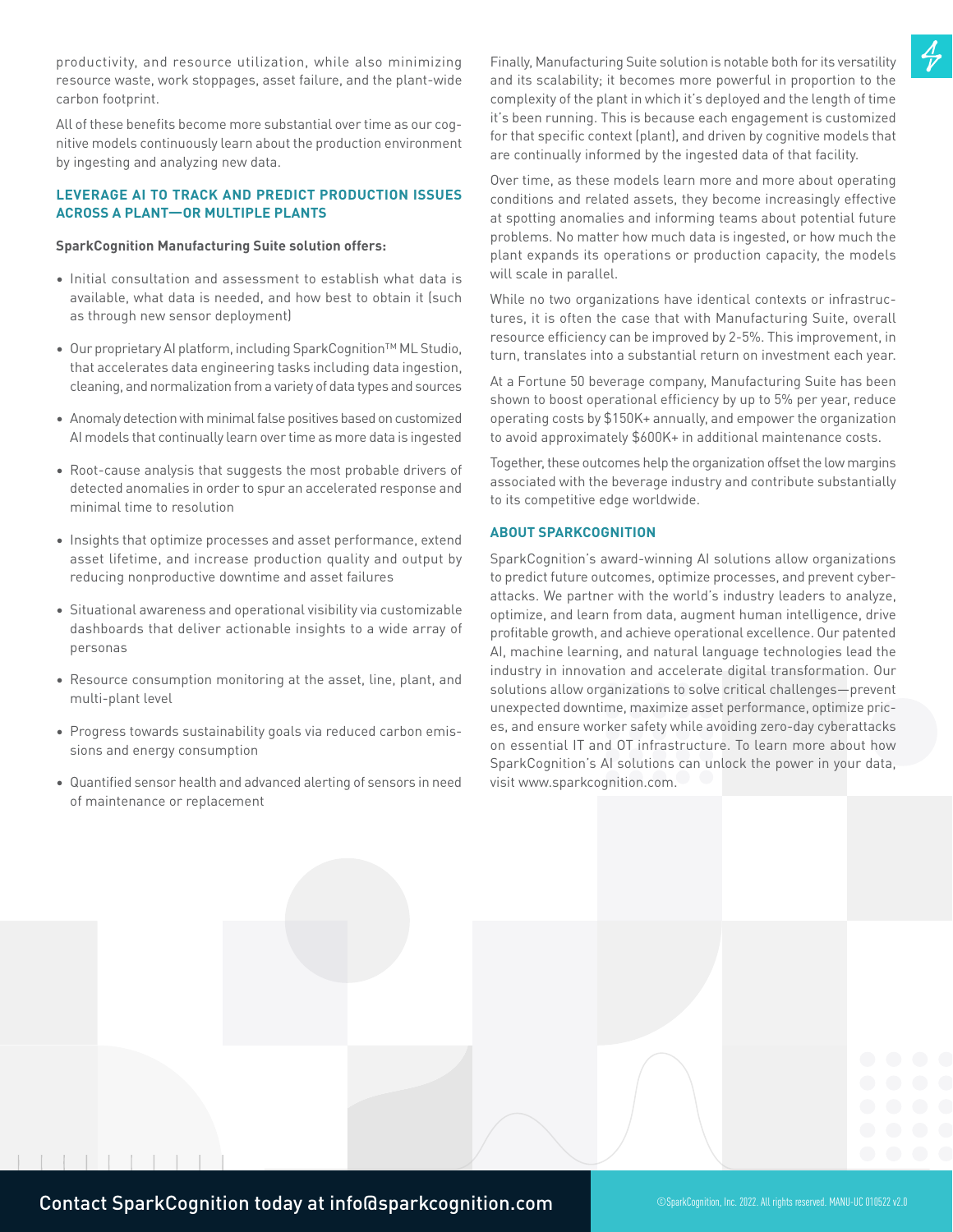productivity, and resource utilization, while also minimizing resource waste, work stoppages, asset failure, and the plant-wide carbon footprint.

All of these benefits become more substantial over time as our cognitive models continuously learn about the production environment by ingesting and analyzing new data.

## LEVERAGE AI TO TRACK AND PREDICT PRODUCTION ISSUES ACROSS A PLANT—OR MULTIPLE PLANTS

**SparkCognition Manufacturing Suite solution offers:**

- Initial consultation and assessment to establish what data is available, what data is needed, and how best to obtain it (such as through new sensor deployment)
- Our proprietary AI platform, including SparkCognition™ ML Studio, that accelerates data engineering tasks including data ingestion, cleaning, and normalization from a variety of data types and sources
- Anomaly detection with minimal false positives based on customized AI models that continually learn over time as more data is ingested
- Root-cause analysis that suggests the most probable drivers of detected anomalies in order to spur an accelerated response and minimal time to resolution
- Insights that optimize processes and asset performance, extend asset lifetime, and increase production quality and output by reducing nonproductive downtime and asset failures
- Situational awareness and operational visibility via customizable dashboards that deliver actionable insights to a wide array of personas
- Resource consumption monitoring at the asset, line, plant, and multi-plant level
- Progress towards sustainability goals via reduced carbon emissions and energy consumption
- Quantified sensor health and advanced alerting of sensors in need of maintenance or replacement

Finally, Manufacturing Suite solution is notable both for its versatility and its scalability; it becomes more powerful in proportion to the complexity of the plant in which it's deployed and the length of time it's been running. This is because each engagement is customized for that specific context (plant), and driven by cognitive models that are continually informed by the ingested data of that facility.

Over time, as these models learn more and more about operating conditions and related assets, they become increasingly effective at spotting anomalies and informing teams about potential future problems. No matter how much data is ingested, or how much the plant expands its operations or production capacity, the models will scale in parallel.

While no two organizations have identical contexts or infrastructures, it is often the case that with Manufacturing Suite, overall resource efficiency can be improved by 2-5%. This improvement, in turn, translates into a substantial return on investment each year.

At a Fortune 50 beverage company, Manufacturing Suite has been shown to boost operational efficiency by up to 5% per year, reduce operating costs by $150K+ annually, and empower the organization to avoid approximately $600K+ in additional maintenance costs.

Together, these outcomes help the organization offset the low margins associated with the beverage industry and contribute substantially to its competitive edge worldwide.

## ABOUT SPARKCOGNITION

SparkCognition's award-winning AI solutions allow organizations to predict future outcomes, optimize processes, and prevent cyberattacks. We partner with the world's industry leaders to analyze, optimize, and learn from data, augment human intelligence, drive profitable growth, and achieve operational excellence. Our patented AI, machine learning, and natural language technologies lead the industry in innovation and accelerate digital transformation. Our solutions allow organizations to solve critical challenges—prevent unexpected downtime, maximize asset performance, optimize prices, and ensure worker safety while avoiding zero-day cyberattacks on essential IT and OT infrastructure. To learn more about how SparkCognition's AI solutions can unlock the power in your data, visit www.sparkcognition.com.

Contact SparkCognition today at info@sparkcognition.com

©SparkCognition, Inc. 2022. All rights reserved. MANU-UC 010522 v2.0